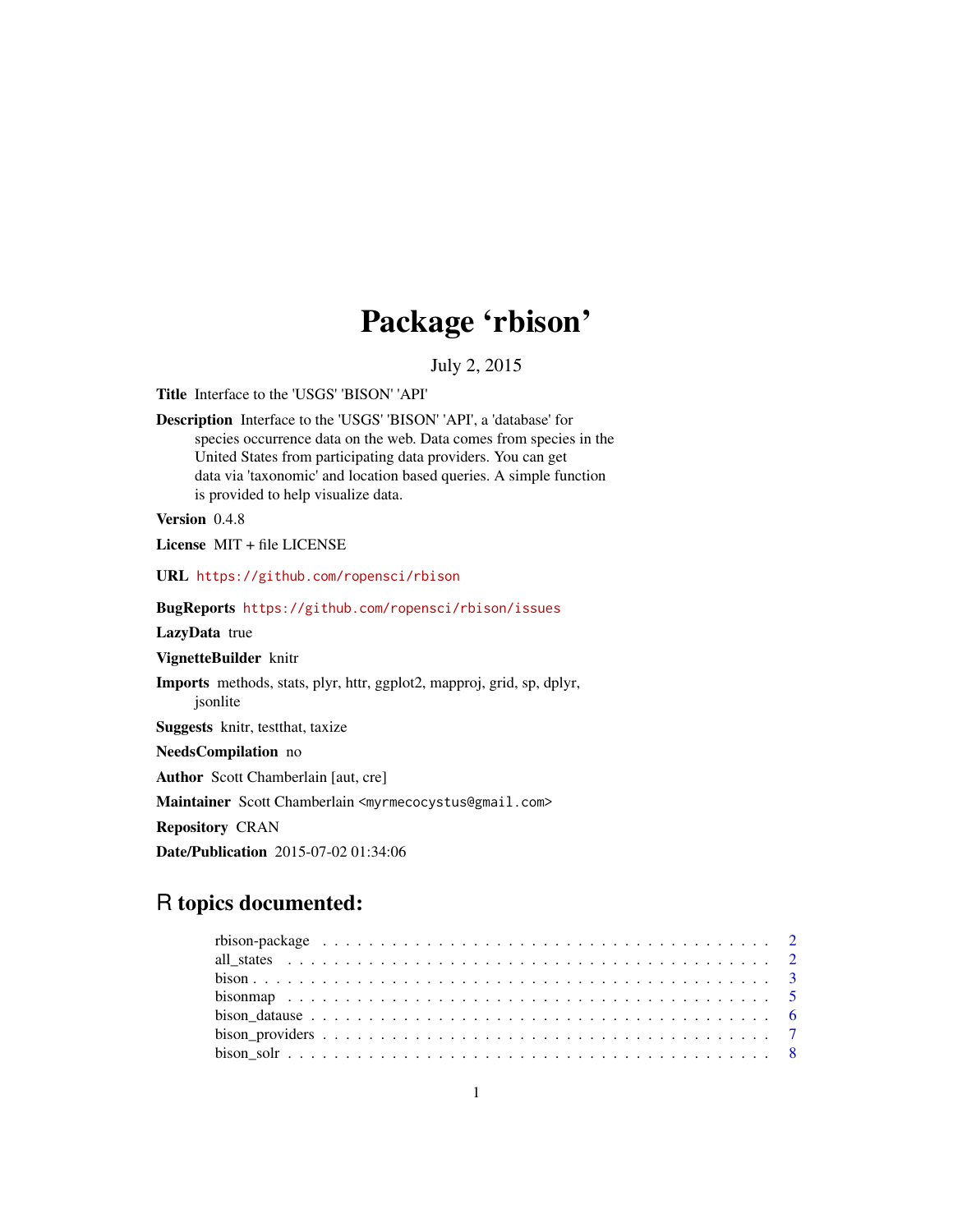# Package 'rbison'

July 2, 2015

**Title** Interface to the 'USGS' 'BISON' 'API'

**Description** Interface to the 'USGS' 'BISON' 'API', a 'database' for species occurrence data on the web. Data comes from species in the United States from participating data providers. You can get data via 'taxonomic' and location based queries. A simple function is provided to help visualize data.

**Version** 0.4.8

**License** MIT + file LICENSE

**URL** https://github.com/ropensci/rbison

**BugReports** https://github.com/ropensci/rbison/issues

**LazyData** true

**VignetteBuilder** knitr

**Imports** methods, stats, plyr, httr, ggplot2, mapproj, grid, sp, dplyr, jsonlite

**Suggests** knitr, testthat, taxize

**NeedsCompilation** no

**Author** Scott Chamberlain [aut, cre]

**Maintainer** Scott Chamberlain <myrmecocystus@gmail.com>

**Repository** CRAN

**Date/Publication** 2015-07-02 01:34:06

## R topics documented:

- rbison-package . . . . . . . . . . . . . . . . . . . . . . . . . . . . . . . . . . . . . 2
- all_states . . . . . . . . . . . . . . . . . . . . . . . . . . . . . . . . . . . . . . . 2
- bison . . . . . . . . . . . . . . . . . . . . . . . . . . . . . . . . . . . . . . . . . 3
- bisonmap . . . . . . . . . . . . . . . . . . . . . . . . . . . . . . . . . . . . . . . 5
- bison_datause . . . . . . . . . . . . . . . . . . . . . . . . . . . . . . . . . . . . 6
- bison_providers . . . . . . . . . . . . . . . . . . . . . . . . . . . . . . . . . . . 7
- bison_solr . . . . . . . . . . . . . . . . . . . . . . . . . . . . . . . . . . . . . . 8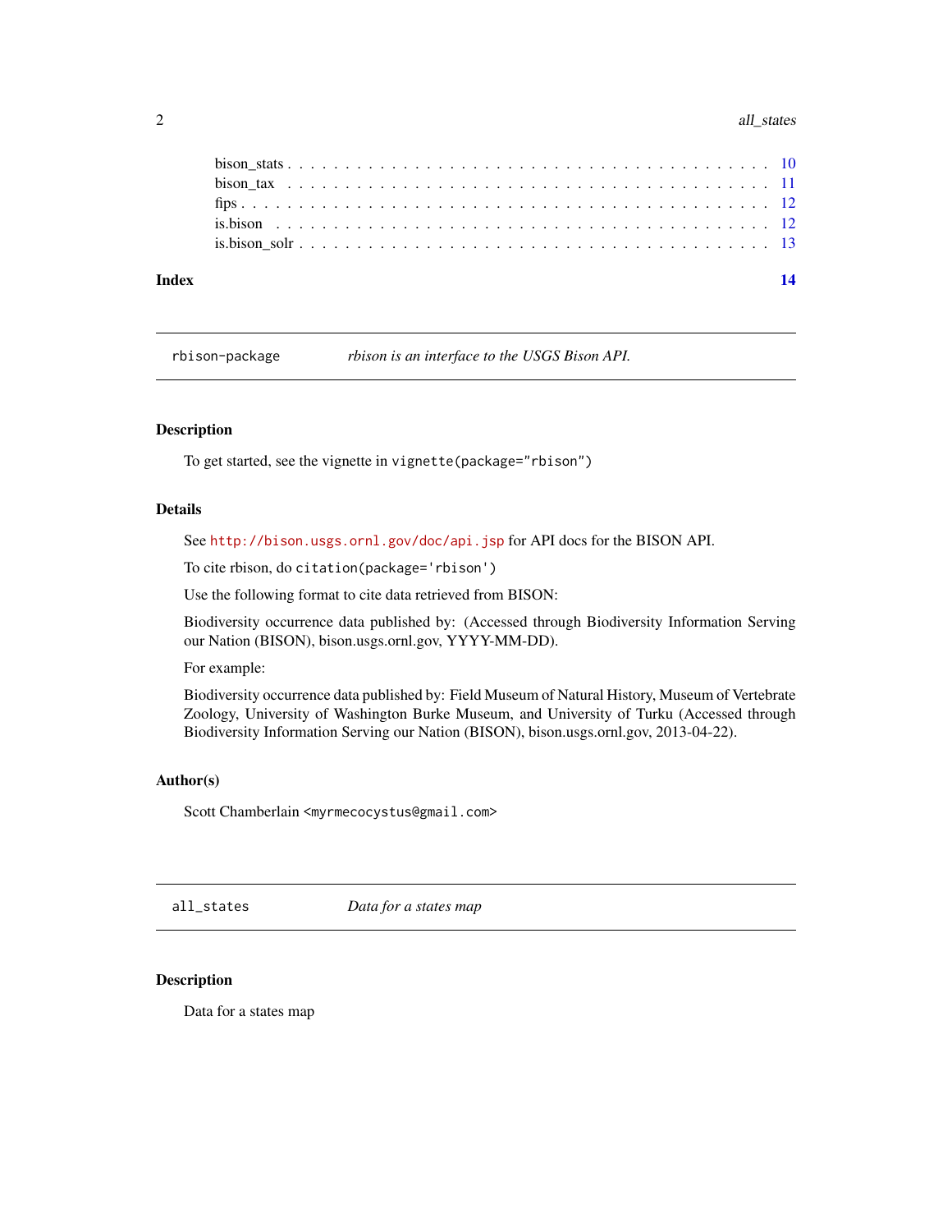bison_stats . . . . . . . . . . . . . . . . . . . . . . . . . . . . . . . . . . . . . . . . 10
bison_tax . . . . . . . . . . . . . . . . . . . . . . . . . . . . . . . . . . . . . . . . . 11
fips . . . . . . . . . . . . . . . . . . . . . . . . . . . . . . . . . . . . . . . . . . . . 12
is.bison . . . . . . . . . . . . . . . . . . . . . . . . . . . . . . . . . . . . . . . . . . 12
is.bison_solr . . . . . . . . . . . . . . . . . . . . . . . . . . . . . . . . . . . . . . . 13

**Index** **14**

---

## `rbison-package` — *rbison is an interface to the USGS Bison API.*

### Description

To get started, see the vignette in `vignette(package="rbison")`

### Details

See http://bison.usgs.ornl.gov/doc/api.jsp for API docs for the BISON API.

To cite rbison, do `citation(package='rbison')`

Use the following format to cite data retrieved from BISON:

Biodiversity occurrence data published by: (Accessed through Biodiversity Information Serving our Nation (BISON), bison.usgs.ornl.gov, YYYY-MM-DD).

For example:

Biodiversity occurrence data published by: Field Museum of Natural History, Museum of Vertebrate Zoology, University of Washington Burke Museum, and University of Turku (Accessed through Biodiversity Information Serving our Nation (BISON), bison.usgs.ornl.gov, 2013-04-22).

### Author(s)

Scott Chamberlain <`myrmecocystus@gmail.com`>

---

## `all_states` — *Data for a states map*

### Description

Data for a states map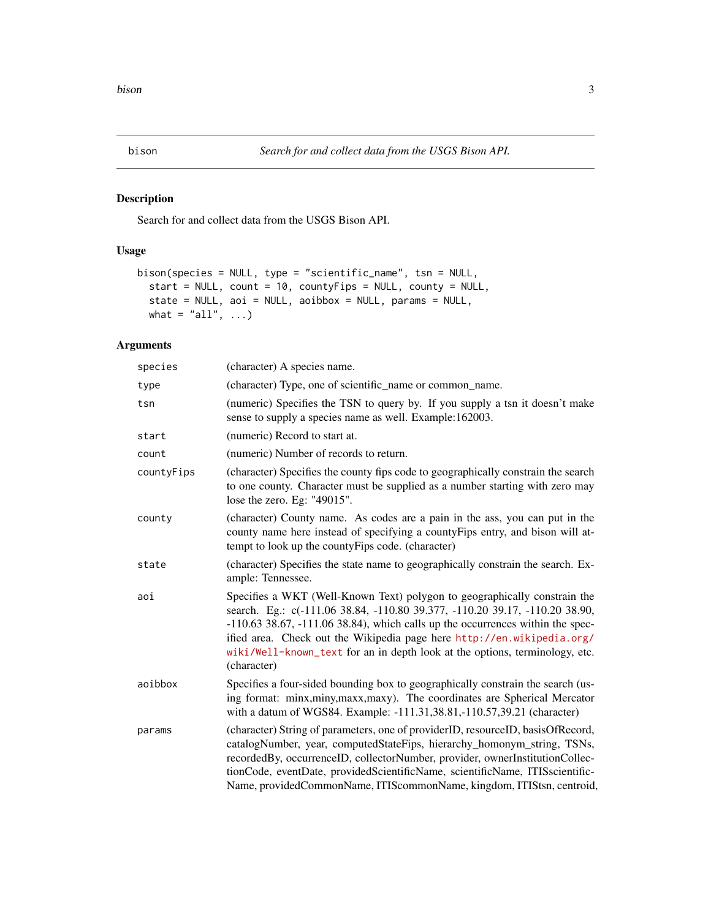## bison — Search for and collect data from the USGS Bison API.

### Description

Search for and collect data from the USGS Bison API.

### Usage

```
bison(species = NULL, type = "scientific_name", tsn = NULL,
  start = NULL, count = 10, countyFips = NULL, county = NULL,
  state = NULL, aoi = NULL, aoibbox = NULL, params = NULL,
  what = "all", ...)
```

### Arguments

| Argument | Description |
| --- | --- |
| species | (character) A species name. |
| type | (character) Type, one of scientific_name or common_name. |
| tsn | (numeric) Specifies the TSN to query by. If you supply a tsn it doesn't make sense to supply a species name as well. Example:162003. |
| start | (numeric) Record to start at. |
| count | (numeric) Number of records to return. |
| countyFips | (character) Specifies the county fips code to geographically constrain the search to one county. Character must be supplied as a number starting with zero may lose the zero. Eg: "49015". |
| county | (character) County name. As codes are a pain in the ass, you can put in the county name here instead of specifying a countyFips entry, and bison will attempt to look up the countyFips code. (character) |
| state | (character) Specifies the state name to geographically constrain the search. Example: Tennessee. |
| aoi | Specifies a WKT (Well-Known Text) polygon to geographically constrain the search. Eg.: c(-111.06 38.84, -110.80 39.377, -110.20 39.17, -110.20 38.90, -110.63 38.67, -111.06 38.84), which calls up the occurrences within the specified area. Check out the Wikipedia page here http://en.wikipedia.org/wiki/Well-known_text for an in depth look at the options, terminology, etc. (character) |
| aoibbox | Specifies a four-sided bounding box to geographically constrain the search (using format: minx,miny,maxx,maxy). The coordinates are Spherical Mercator with a datum of WGS84. Example: -111.31,38.81,-110.57,39.21 (character) |
| params | (character) String of parameters, one of providerID, resourceID, basisOfRecord, catalogNumber, year, computedStateFips, hierarchy_homonym_string, TSNs, recordedBy, occurrenceID, collectorNumber, provider, ownerInstitutionCollectionCode, eventDate, providedScientificName, scientificName, ITISscientificName, providedCommonName, ITIScommonName, kingdom, ITIStsn, centroid, |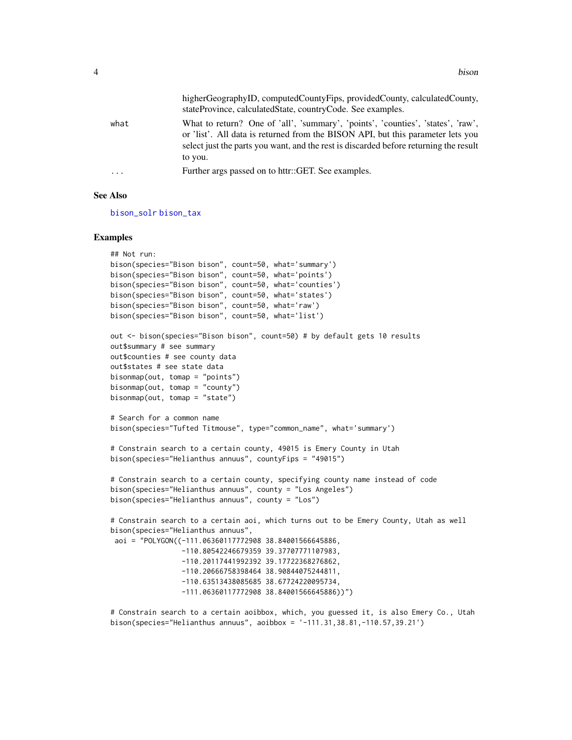higherGeographyID, computedCountyFips, providedCounty, calculatedCounty, stateProvince, calculatedState, countryCode. See examples.

| | |
|---|---|
| what | What to return? One of 'all', 'summary', 'points', 'counties', 'states', 'raw', or 'list'. All data is returned from the BISON API, but this parameter lets you select just the parts you want, and the rest is discarded before returning the result to you. |
| ... | Further args passed on to httr::GET. See examples. |

## See Also

bison_solr bison_tax

## Examples

```
## Not run:
bison(species="Bison bison", count=50, what='summary')
bison(species="Bison bison", count=50, what='points')
bison(species="Bison bison", count=50, what='counties')
bison(species="Bison bison", count=50, what='states')
bison(species="Bison bison", count=50, what='raw')
bison(species="Bison bison", count=50, what='list')

out <- bison(species="Bison bison", count=50) # by default gets 10 results
out$summary # see summary
out$counties # see county data
out$states # see state data
bisonmap(out, tomap = "points")
bisonmap(out, tomap = "county")
bisonmap(out, tomap = "state")

# Search for a common name
bison(species="Tufted Titmouse", type="common_name", what='summary')

# Constrain search to a certain county, 49015 is Emery County in Utah
bison(species="Helianthus annuus", countyFips = "49015")

# Constrain search to a certain county, specifying county name instead of code
bison(species="Helianthus annuus", county = "Los Angeles")
bison(species="Helianthus annuus", county = "Los")

# Constrain search to a certain aoi, which turns out to be Emery County, Utah as well
bison(species="Helianthus annuus",
 aoi = "POLYGON((-111.06360117772908 38.84001566645886,
                 -110.80542246679359 39.37707771107983,
                 -110.20117441992392 39.17722368276862,
                 -110.20666758398464 38.90844075244811,
                 -110.63513438085685 38.67724220095734,
                 -111.06360117772908 38.84001566645886))")

# Constrain search to a certain aoibbox, which, you guessed it, is also Emery Co., Utah
bison(species="Helianthus annuus", aoibbox = '-111.31,38.81,-110.57,39.21')
```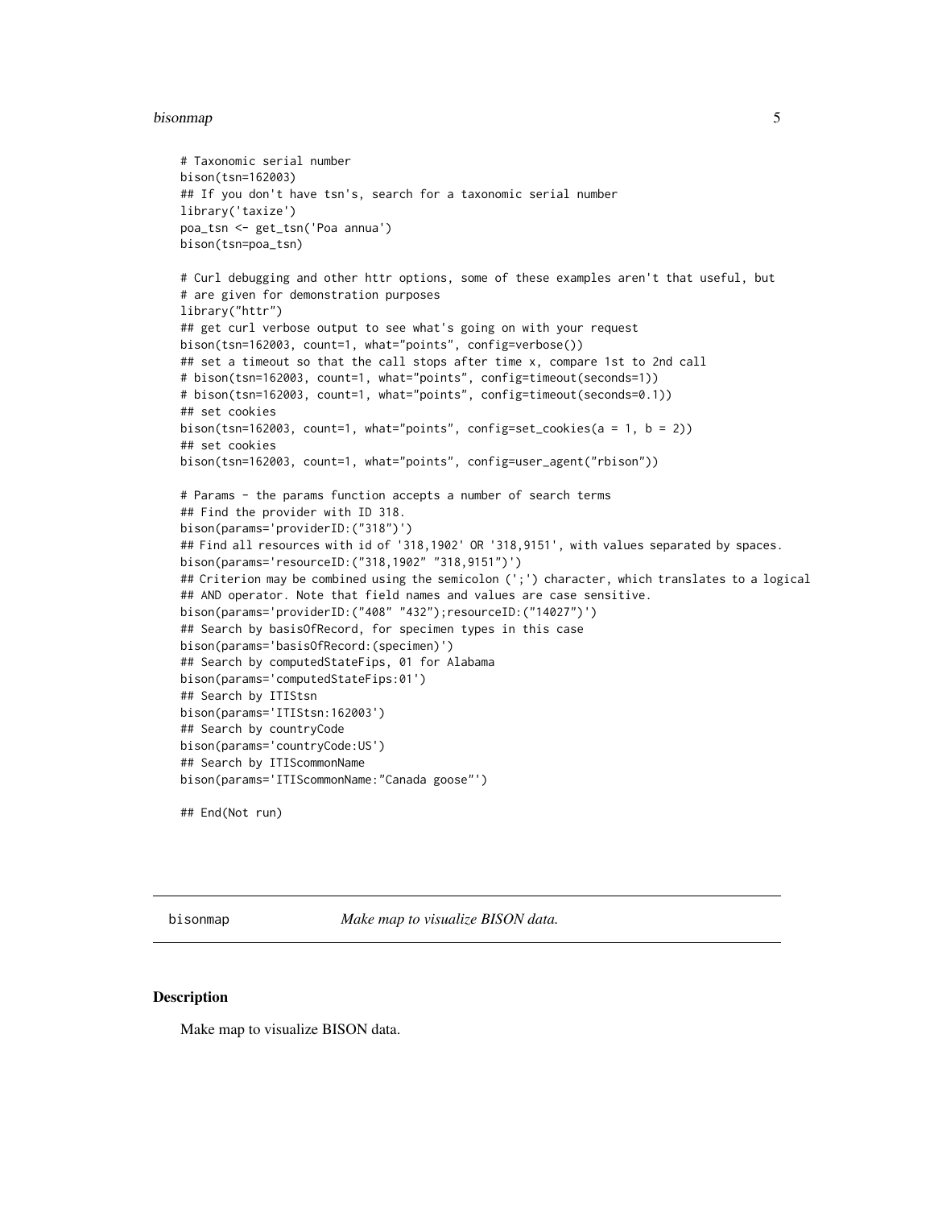```
# Taxonomic serial number
bison(tsn=162003)
## If you don't have tsn's, search for a taxonomic serial number
library('taxize')
poa_tsn <- get_tsn('Poa annua')
bison(tsn=poa_tsn)

# Curl debugging and other httr options, some of these examples aren't that useful, but
# are given for demonstration purposes
library("httr")
## get curl verbose output to see what's going on with your request
bison(tsn=162003, count=1, what="points", config=verbose())
## set a timeout so that the call stops after time x, compare 1st to 2nd call
# bison(tsn=162003, count=1, what="points", config=timeout(seconds=1))
# bison(tsn=162003, count=1, what="points", config=timeout(seconds=0.1))
## set cookies
bison(tsn=162003, count=1, what="points", config=set_cookies(a = 1, b = 2))
## set cookies
bison(tsn=162003, count=1, what="points", config=user_agent("rbison"))

# Params - the params function accepts a number of search terms
## Find the provider with ID 318.
bison(params='providerID:("318")')
## Find all resources with id of '318,1902' OR '318,9151', with values separated by spaces.
bison(params='resourceID:("318,1902" "318,9151")')
## Criterion may be combined using the semicolon (';') character, which translates to a logical
## AND operator. Note that field names and values are case sensitive.
bison(params='providerID:("408" "432");resourceID:("14027")')
## Search by basisOfRecord, for specimen types in this case
bison(params='basisOfRecord:(specimen)')
## Search by computedStateFips, 01 for Alabama
bison(params='computedStateFips:01')
## Search by ITIStsn
bison(params='ITIStsn:162003')
## Search by countryCode
bison(params='countryCode:US')
## Search by ITIScommonName
bison(params='ITIScommonName:"Canada goose"')

## End(Not run)
```

## bisonmap    *Make map to visualize BISON data.*

### Description

Make map to visualize BISON data.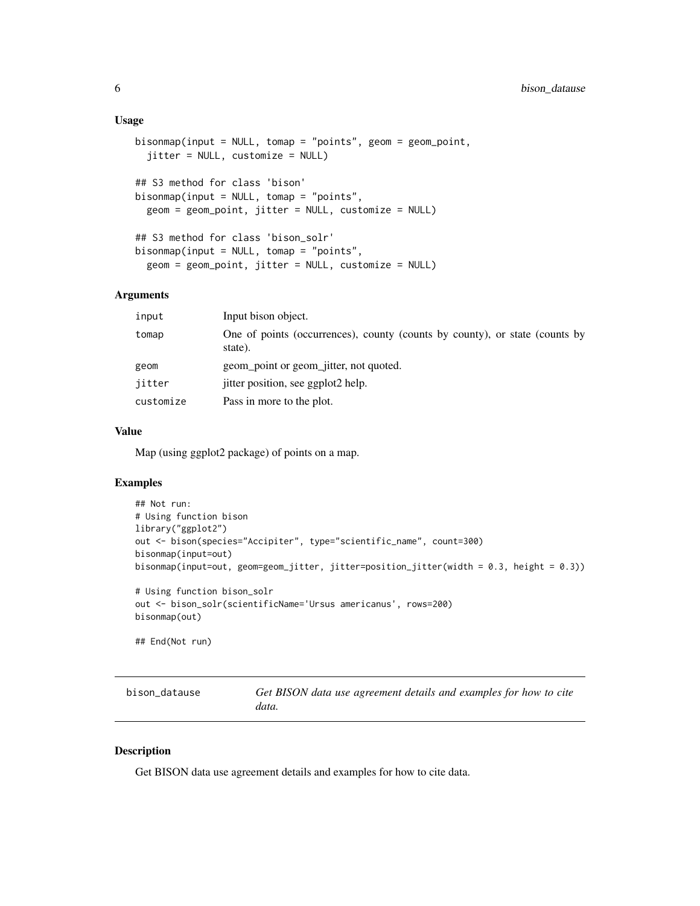### Usage

```
bisonmap(input = NULL, tomap = "points", geom = geom_point,
  jitter = NULL, customize = NULL)

## S3 method for class 'bison'
bisonmap(input = NULL, tomap = "points",
  geom = geom_point, jitter = NULL, customize = NULL)

## S3 method for class 'bison_solr'
bisonmap(input = NULL, tomap = "points",
  geom = geom_point, jitter = NULL, customize = NULL)
```

### Arguments

| | |
|---|---|
| input | Input bison object. |
| tomap | One of points (occurrences), county (counts by county), or state (counts by state). |
| geom | geom_point or geom_jitter, not quoted. |
| jitter | jitter position, see ggplot2 help. |
| customize | Pass in more to the plot. |

### Value

Map (using ggplot2 package) of points on a map.

### Examples

```
## Not run:
# Using function bison
library("ggplot2")
out <- bison(species="Accipiter", type="scientific_name", count=300)
bisonmap(input=out)
bisonmap(input=out, geom=geom_jitter, jitter=position_jitter(width = 0.3, height = 0.3))

# Using function bison_solr
out <- bison_solr(scientificName='Ursus americanus', rows=200)
bisonmap(out)

## End(Not run)
```

---

## bison_datause — *Get BISON data use agreement details and examples for how to cite data.*

### Description

Get BISON data use agreement details and examples for how to cite data.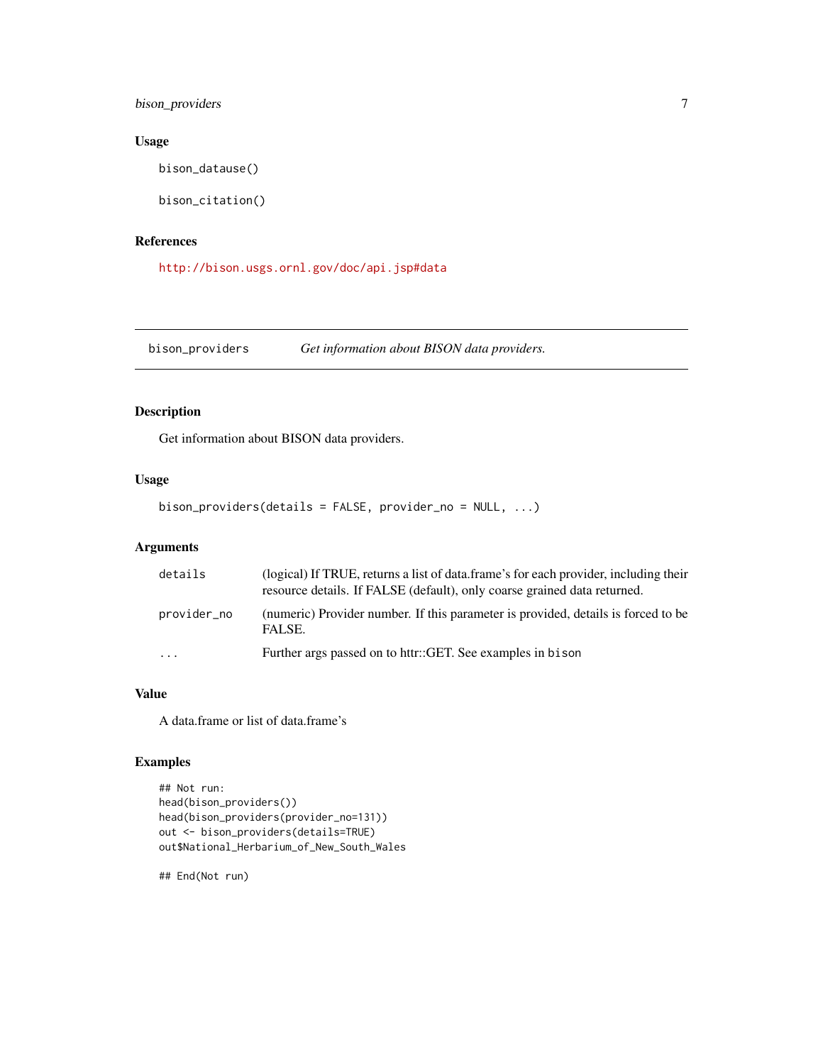### Usage

```
bison_datause()

bison_citation()
```

### References

http://bison.usgs.ornl.gov/doc/api.jsp#data

---

## bison_providers — *Get information about BISON data providers.*

### Description

Get information about BISON data providers.

### Usage

```
bison_providers(details = FALSE, provider_no = NULL, ...)
```

### Arguments

| | |
|---|---|
| details | (logical) If TRUE, returns a list of data.frame's for each provider, including their resource details. If FALSE (default), only coarse grained data returned. |
| provider_no | (numeric) Provider number. If this parameter is provided, details is forced to be FALSE. |
| ... | Further args passed on to httr::GET. See examples in bison |

### Value

A data.frame or list of data.frame's

### Examples

```
## Not run:
head(bison_providers())
head(bison_providers(provider_no=131))
out <- bison_providers(details=TRUE)
out$National_Herbarium_of_New_South_Wales

## End(Not run)
```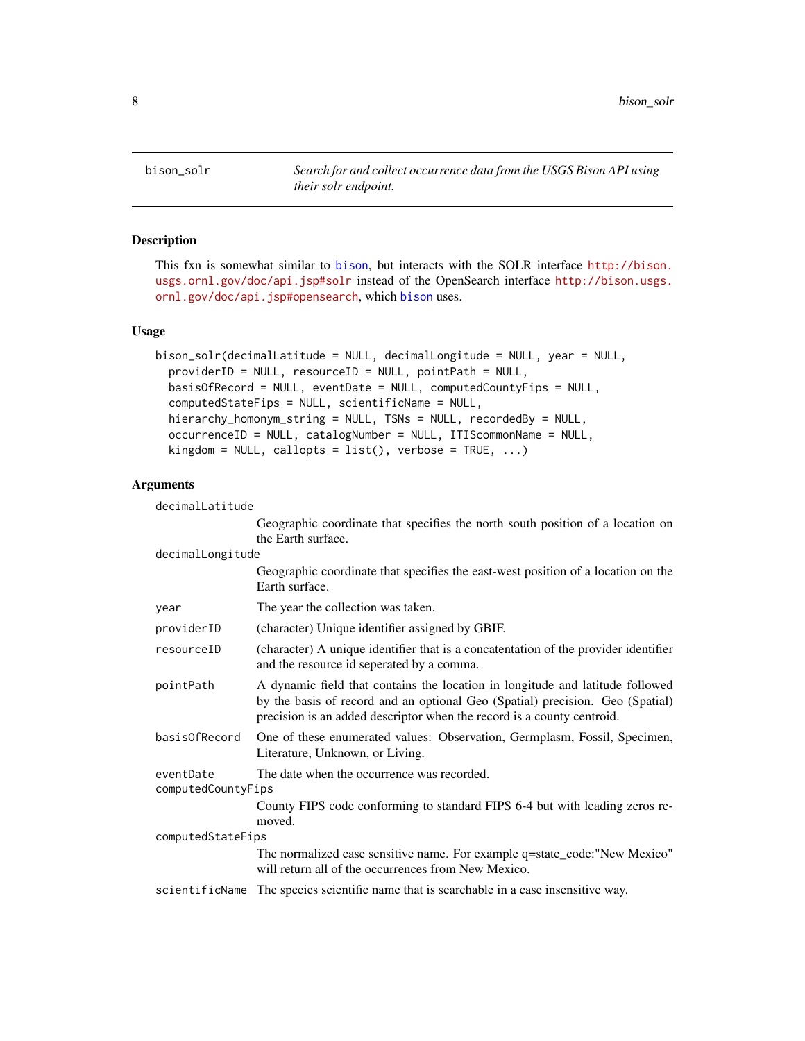bison_solr — *Search for and collect occurrence data from the USGS Bison API using their solr endpoint.*

## Description

This fxn is somewhat similar to bison, but interacts with the SOLR interface http://bison.usgs.ornl.gov/doc/api.jsp#solr instead of the OpenSearch interface http://bison.usgs.ornl.gov/doc/api.jsp#opensearch, which bison uses.

## Usage

```
bison_solr(decimalLatitude = NULL, decimalLongitude = NULL, year = NULL,
  providerID = NULL, resourceID = NULL, pointPath = NULL,
  basisOfRecord = NULL, eventDate = NULL, computedCountyFips = NULL,
  computedStateFips = NULL, scientificName = NULL,
  hierarchy_homonym_string = NULL, TSNs = NULL, recordedBy = NULL,
  occurrenceID = NULL, catalogNumber = NULL, ITIScommonName = NULL,
  kingdom = NULL, callopts = list(), verbose = TRUE, ...)
```

## Arguments

| Argument | Description |
|---|---|
| `decimalLatitude` | Geographic coordinate that specifies the north south position of a location on the Earth surface. |
| `decimalLongitude` | Geographic coordinate that specifies the east-west position of a location on the Earth surface. |
| `year` | The year the collection was taken. |
| `providerID` | (character) Unique identifier assigned by GBIF. |
| `resourceID` | (character) A unique identifier that is a concatentation of the provider identifier and the resource id seperated by a comma. |
| `pointPath` | A dynamic field that contains the location in longitude and latitude followed by the basis of record and an optional Geo (Spatial) precision. Geo (Spatial) precision is an added descriptor when the record is a county centroid. |
| `basisOfRecord` | One of these enumerated values: Observation, Germplasm, Fossil, Specimen, Literature, Unknown, or Living. |
| `eventDate` | The date when the occurrence was recorded. |
| `computedCountyFips` | County FIPS code conforming to standard FIPS 6-4 but with leading zeros removed. |
| `computedStateFips` | The normalized case sensitive name. For example q=state_code:"New Mexico" will return all of the occurrences from New Mexico. |
| `scientificName` | The species scientific name that is searchable in a case insensitive way. |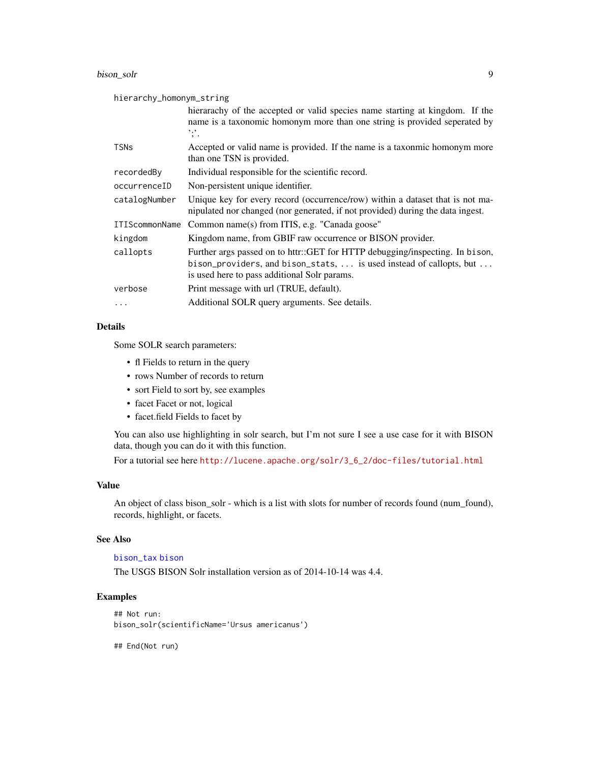| | |
|---|---|
| hierarchy_homonym_string | hieraracby of the accepted or valid species name starting at kingdom. If the name is a taxonomic homonym more than one string is provided seperated by ';'. |
| TSNs | Accepted or valid name is provided. If the name is a taxonmic homonym more than one TSN is provided. |
| recordedBy | Individual responsible for the scientific record. |
| occurrenceID | Non-persistent unique identifier. |
| catalogNumber | Unique key for every record (occurrence/row) within a dataset that is not manipulated nor changed (nor generated, if not provided) during the data ingest. |
| ITIScommonName | Common name(s) from ITIS, e.g. "Canada goose" |
| kingdom | Kingdom name, from GBIF raw occurrence or BISON provider. |
| callopts | Further args passed on to httr::GET for HTTP debugging/inspecting. In bison, bison_providers, and bison_stats, ... is used instead of callopts, but ... is used here to pass additional Solr params. |
| verbose | Print message with url (TRUE, default). |
| ... | Additional SOLR query arguments. See details. |

## Details

Some SOLR search parameters:

- fl Fields to return in the query
- rows Number of records to return
- sort Field to sort by, see examples
- facet Facet or not, logical
- facet.field Fields to facet by

You can also use highlighting in solr search, but I'm not sure I see a use case for it with BISON data, though you can do it with this function.

For a tutorial see here http://lucene.apache.org/solr/3_6_2/doc-files/tutorial.html

## Value

An object of class bison_solr - which is a list with slots for number of records found (num_found), records, highlight, or facets.

## See Also

bison_tax bison

The USGS BISON Solr installation version as of 2014-10-14 was 4.4.

## Examples

```
## Not run:
bison_solr(scientificName='Ursus americanus')

## End(Not run)
```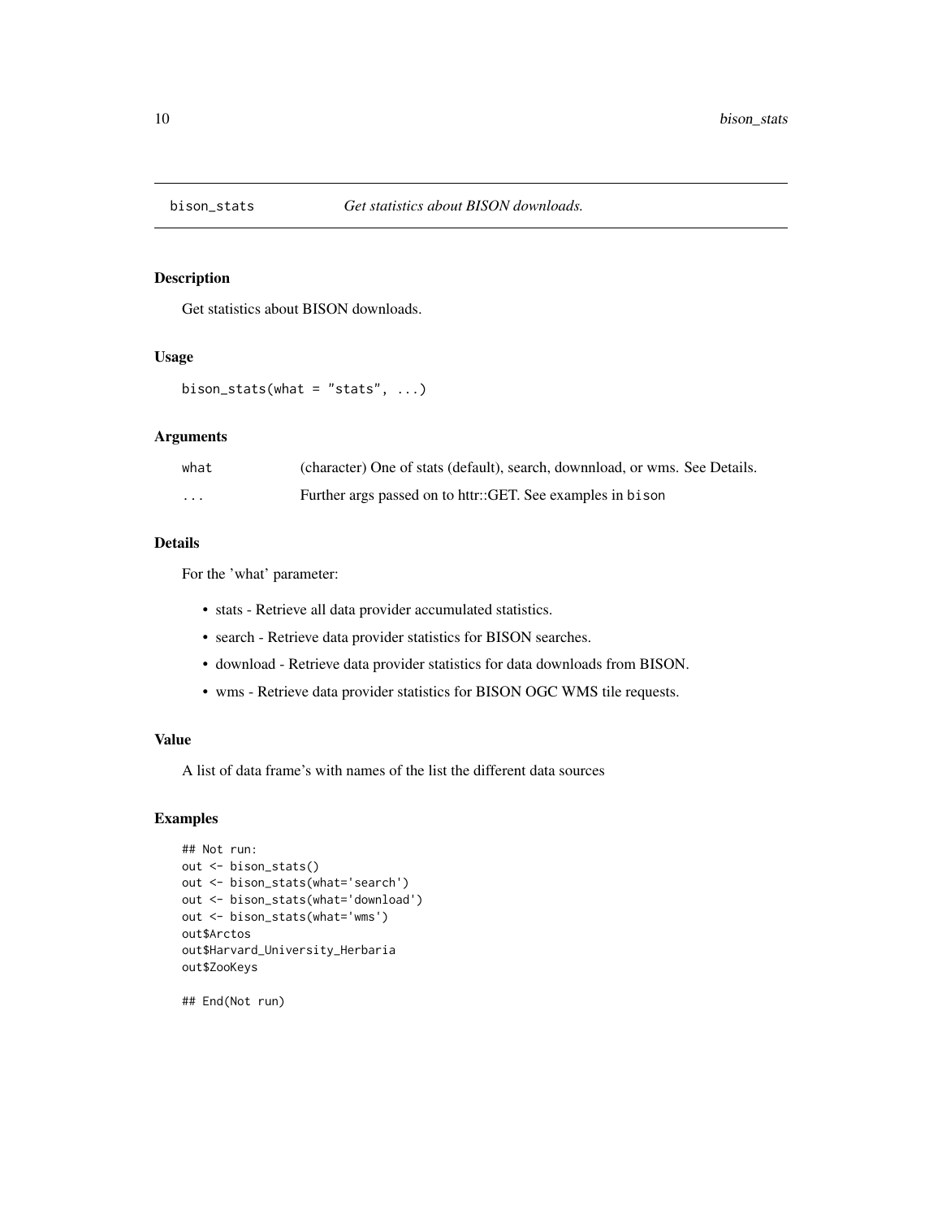# bison_stats    *Get statistics about BISON downloads.*

## Description

Get statistics about BISON downloads.

## Usage

```
bison_stats(what = "stats", ...)
```

## Arguments

| | |
|---|---|
| what | (character) One of stats (default), search, downnload, or wms. See Details. |
| ... | Further args passed on to httr::GET. See examples in bison |

## Details

For the 'what' parameter:

- stats - Retrieve all data provider accumulated statistics.
- search - Retrieve data provider statistics for BISON searches.
- download - Retrieve data provider statistics for data downloads from BISON.
- wms - Retrieve data provider statistics for BISON OGC WMS tile requests.

## Value

A list of data frame's with names of the list the different data sources

## Examples

```
## Not run:
out <- bison_stats()
out <- bison_stats(what='search')
out <- bison_stats(what='download')
out <- bison_stats(what='wms')
out$Arctos
out$Harvard_University_Herbaria
out$ZooKeys

## End(Not run)
```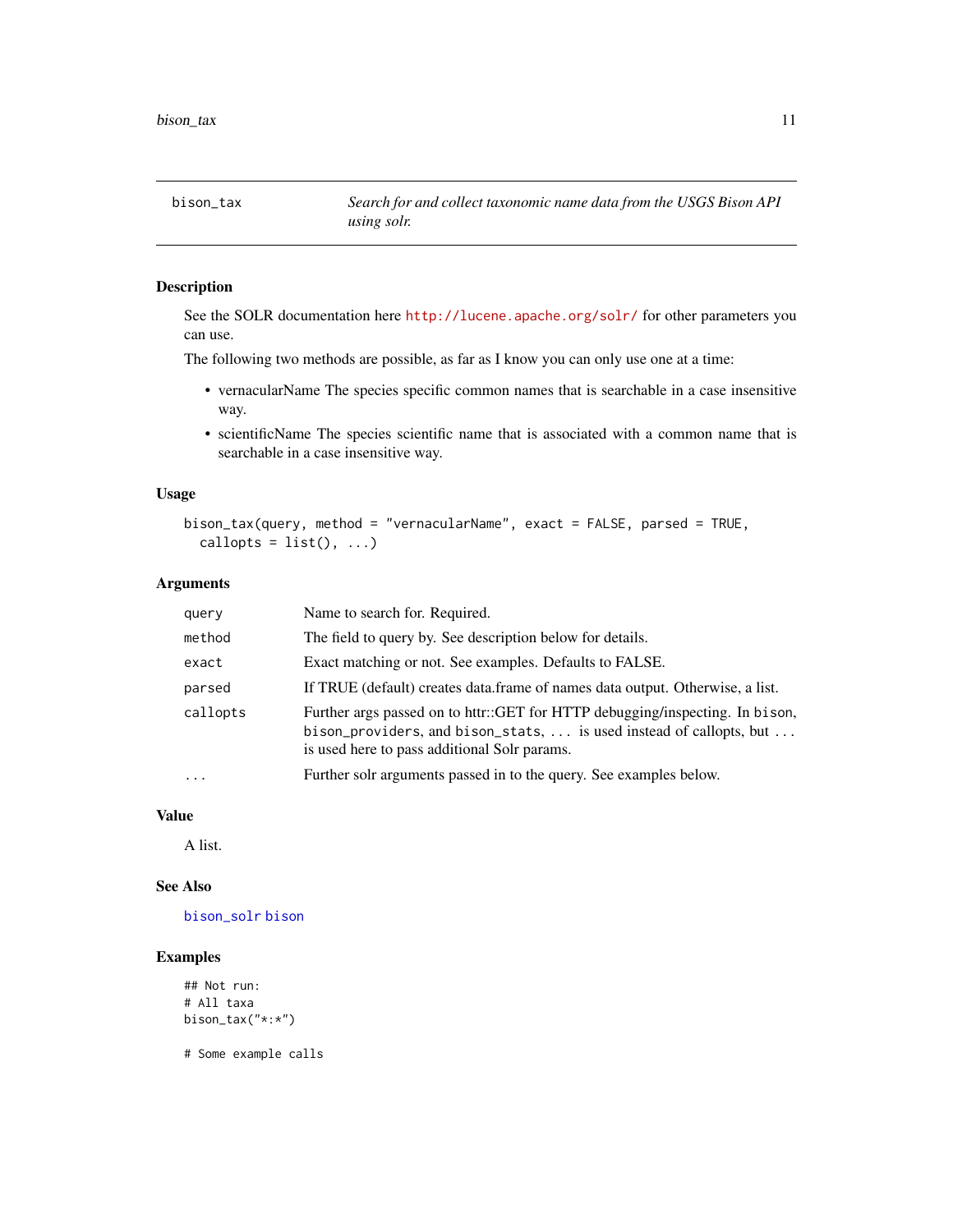# bison_tax

*Search for and collect taxonomic name data from the USGS Bison API using solr.*

## Description

See the SOLR documentation here http://lucene.apache.org/solr/ for other parameters you can use.

The following two methods are possible, as far as I know you can only use one at a time:

- vernacularName The species specific common names that is searchable in a case insensitive way.
- scientificName The species scientific name that is associated with a common name that is searchable in a case insensitive way.

## Usage

```
bison_tax(query, method = "vernacularName", exact = FALSE, parsed = TRUE,
  callopts = list(), ...)
```

## Arguments

| | |
|---|---|
| query | Name to search for. Required. |
| method | The field to query by. See description below for details. |
| exact | Exact matching or not. See examples. Defaults to FALSE. |
| parsed | If TRUE (default) creates data.frame of names data output. Otherwise, a list. |
| callopts | Further args passed on to httr::GET for HTTP debugging/inspecting. In `bison`, `bison_providers`, and `bison_stats`, `...` is used instead of callopts, but `...` is used here to pass additional Solr params. |
| ... | Further solr arguments passed in to the query. See examples below. |

## Value

A list.

## See Also

bison_solr bison

## Examples

```
## Not run:
# All taxa
bison_tax("*:*")

# Some example calls
```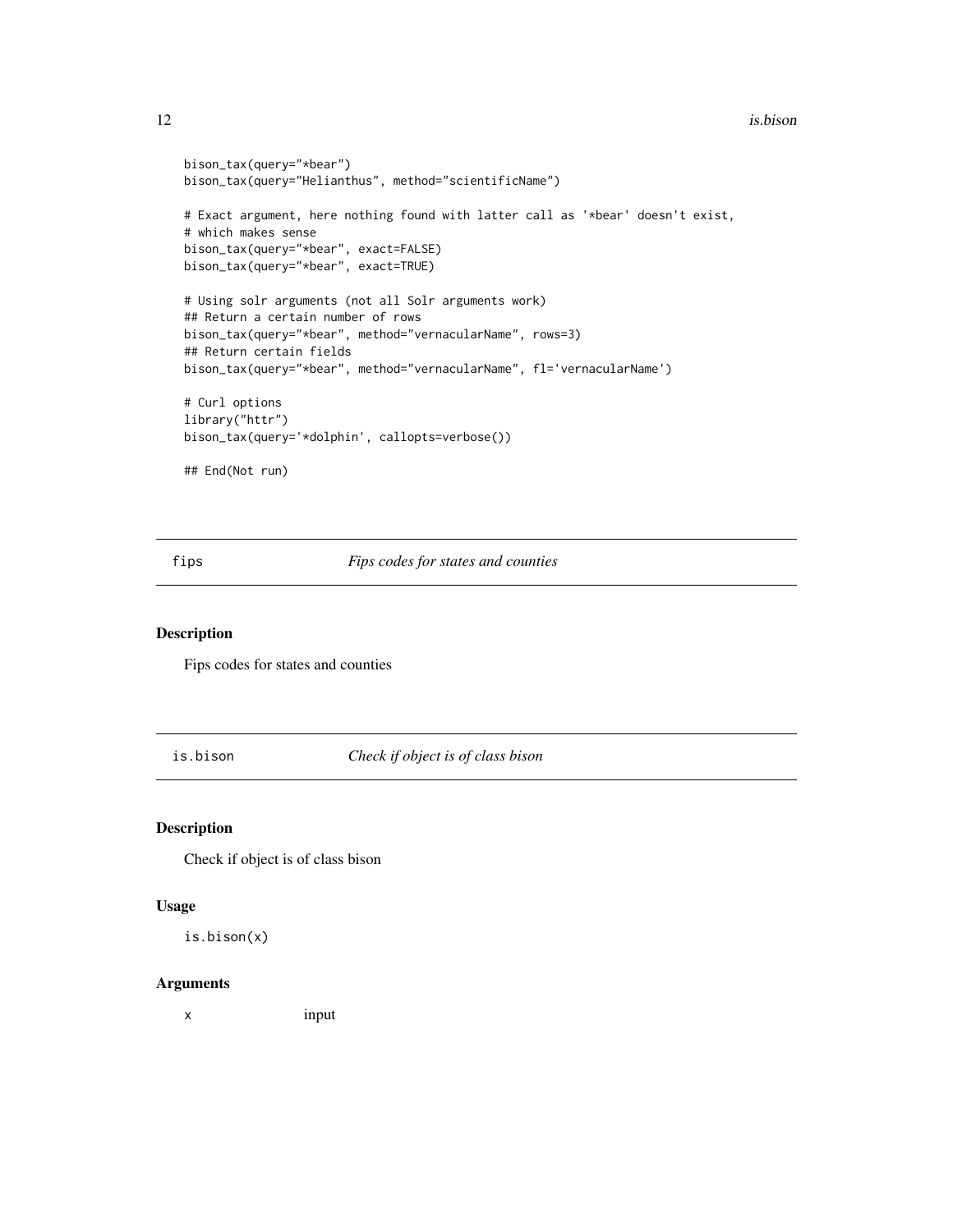```
bison_tax(query="*bear")
bison_tax(query="Helianthus", method="scientificName")

# Exact argument, here nothing found with latter call as '*bear' doesn't exist,
# which makes sense
bison_tax(query="*bear", exact=FALSE)
bison_tax(query="*bear", exact=TRUE)

# Using solr arguments (not all Solr arguments work)
## Return a certain number of rows
bison_tax(query="*bear", method="vernacularName", rows=3)
## Return certain fields
bison_tax(query="*bear", method="vernacularName", fl='vernacularName')

# Curl options
library("httr")
bison_tax(query='*dolphin', callopts=verbose())

## End(Not run)
```

## fips — *Fips codes for states and counties*

### Description

Fips codes for states and counties

## is.bison — *Check if object is of class bison*

### Description

Check if object is of class bison

### Usage

```
is.bison(x)
```

### Arguments

| | |
|---|---|
| x | input |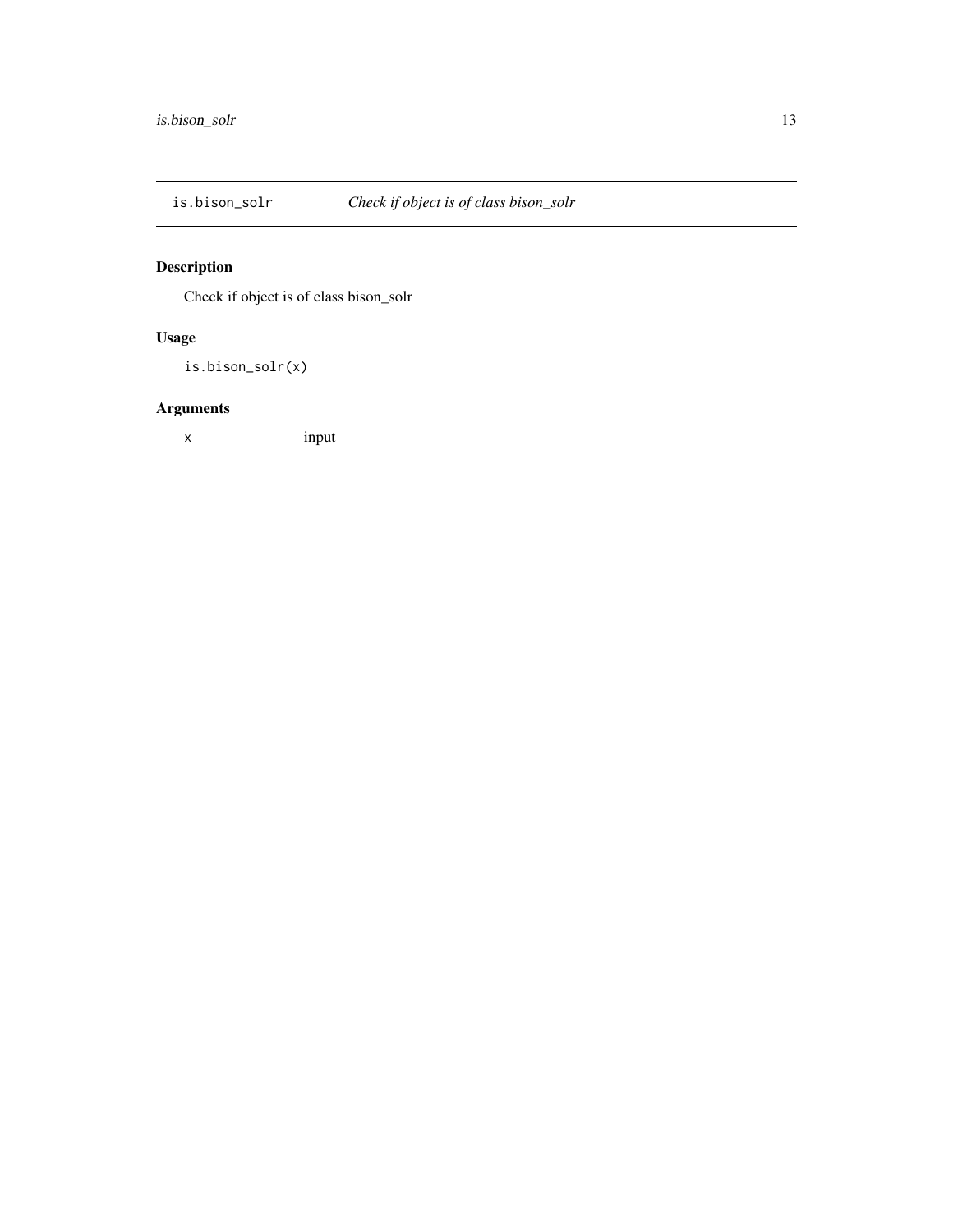## is.bison_solr *Check if object is of class bison_solr*

### Description

Check if object is of class bison_solr

### Usage

```
is.bison_solr(x)
```

### Arguments

| | |
|---|---|
| x | input |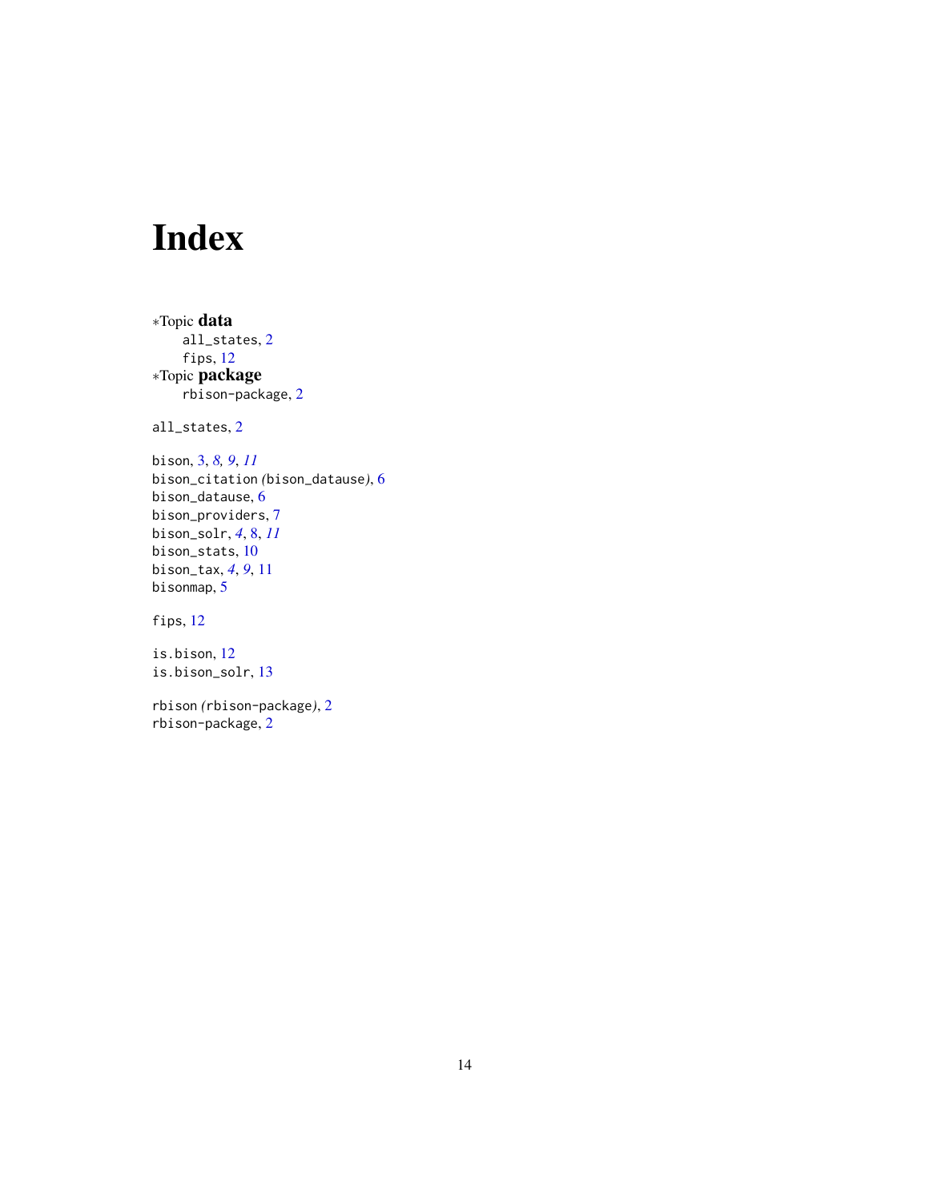# Index

*Topic **data**
  all_states, 2
  fips, 12
*Topic **package**
  rbison-package, 2

all_states, 2

bison, 3, *8*, *9*, *11*
bison_citation *(*bison_datause*)*, 6
bison_datause, 6
bison_providers, 7
bison_solr, *4*, 8, *11*
bison_stats, 10
bison_tax, *4*, *9*, 11
bisonmap, 5

fips, 12

is.bison, 12
is.bison_solr, 13

rbison *(*rbison-package*)*, 2
rbison-package, 2